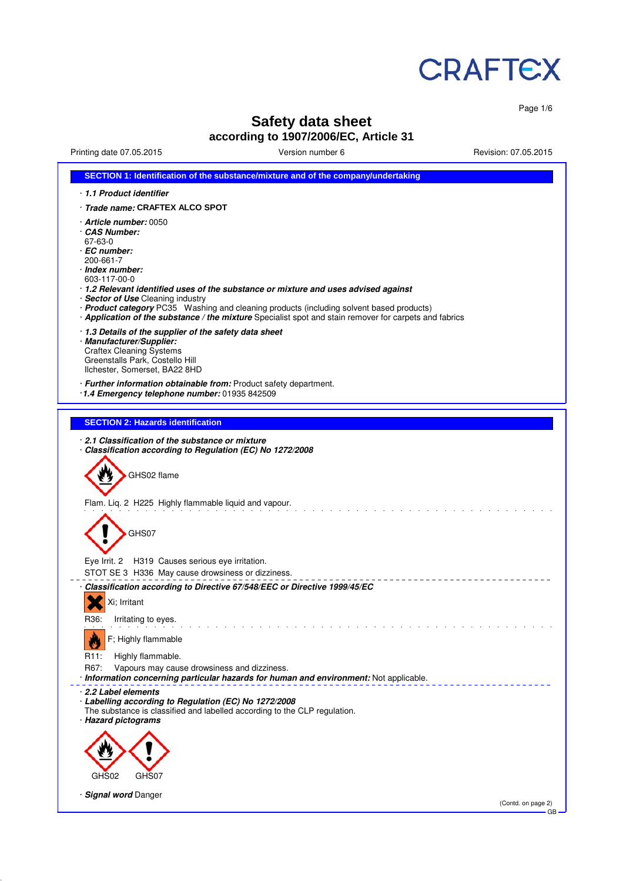CRAFTEX

# Safety data sheet

## according to 1907/2006/EC, Article 31

Printing date 07.05.2015 | Version number 6 | Revision: 07.05.2015

### SECTION 1: Identification of the substance/mixture and of the company/undertaking

· ***1.1 Product identifier***

· ***Trade name:*** **CRAFTEX ALCO SPOT**

· ***Article number:*** 0050
· ***CAS Number:***
67-63-0
· ***EC number:***
200-661-7
· ***Index number:***
603-117-00-0
· ***1.2 Relevant identified uses of the substance or mixture and uses advised against***
· ***Sector of Use*** Cleaning industry
· ***Product category*** PC35 Washing and cleaning products (including solvent based products)
· ***Application of the substance / the mixture*** Specialist spot and stain remover for carpets and fabrics

· ***1.3 Details of the supplier of the safety data sheet***
· ***Manufacturer/Supplier:***
Craftex Cleaning Systems
Greenstalls Park, Costello Hill
Ilchester, Somerset, BA22 8HD

· ***Further information obtainable from:*** Product safety department.
· ***1.4 Emergency telephone number:*** 01935 842509

### SECTION 2: Hazards identification

· ***2.1 Classification of the substance or mixture***
· ***Classification according to Regulation (EC) No 1272/2008***

GHS02 flame

Flam. Liq. 2 H225 Highly flammable liquid and vapour.

GHS07

Eye Irrit. 2 H319 Causes serious eye irritation.
STOT SE 3 H336 May cause drowsiness or dizziness.

· ***Classification according to Directive 67/548/EEC or Directive 1999/45/EC***

Xi; Irritant

R36: Irritating to eyes.

F; Highly flammable

R11: Highly flammable.
R67: Vapours may cause drowsiness and dizziness.
· ***Information concerning particular hazards for human and environment:*** Not applicable.

· ***2.2 Label elements***
· ***Labelling according to Regulation (EC) No 1272/2008***
The substance is classified and labelled according to the CLP regulation.
· ***Hazard pictograms***

GHS02 GHS07

· ***Signal word*** Danger

(Contd. on page 2)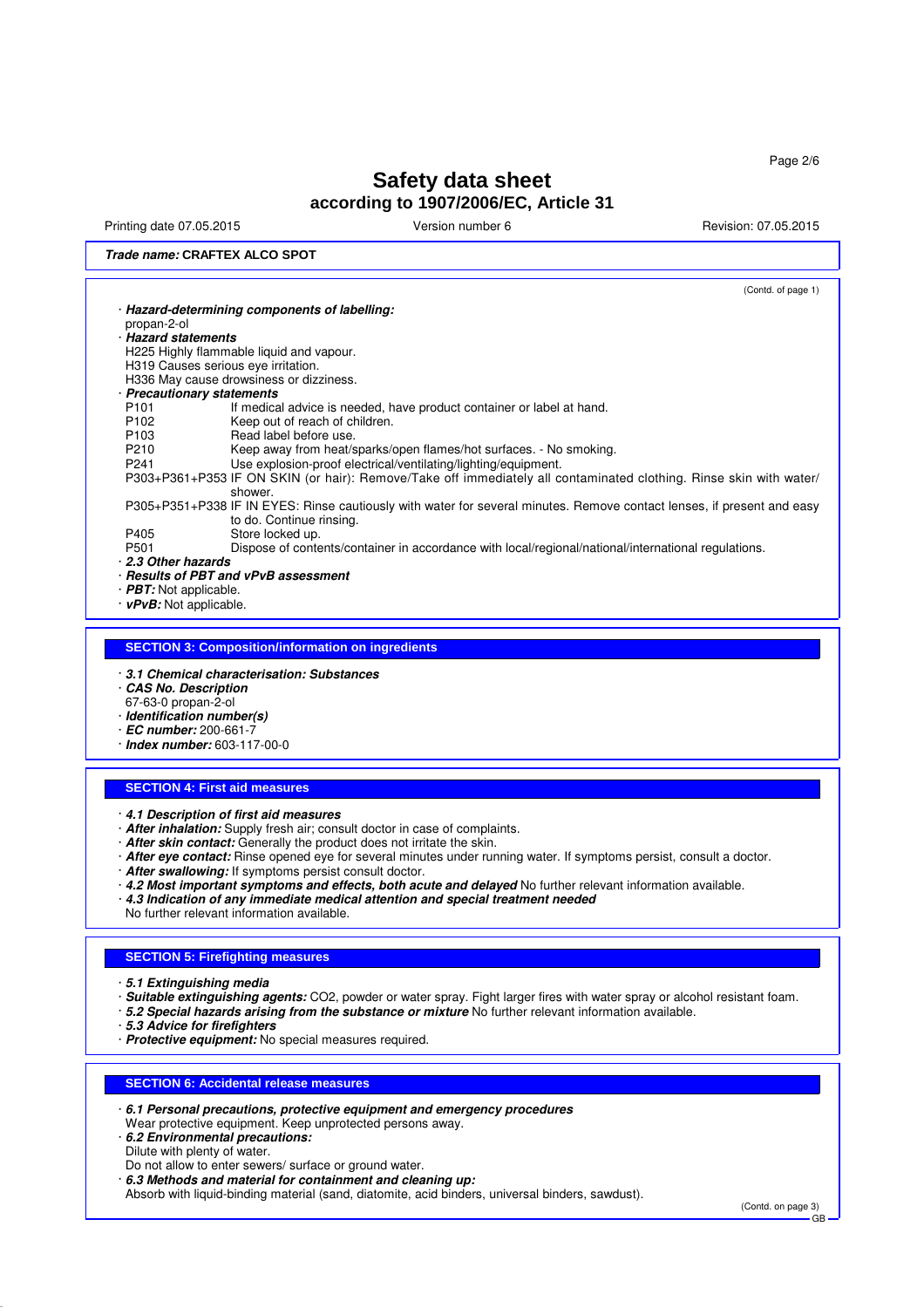# Safety data sheet

## according to 1907/2006/EC, Article 31

Printing date 07.05.2015 | Version number 6 | Revision: 07.05.2015

**Trade name: CRAFTEX ALCO SPOT**

(Contd. of page 1)

· ***Hazard-determining components of labelling:***
propan-2-ol

· ***Hazard statements***
H225 Highly flammable liquid and vapour.
H319 Causes serious eye irritation.
H336 May cause drowsiness or dizziness.

· ***Precautionary statements***

| | |
|---|---|
| P101 | If medical advice is needed, have product container or label at hand. |
| P102 | Keep out of reach of children. |
| P103 | Read label before use. |
| P210 | Keep away from heat/sparks/open flames/hot surfaces. - No smoking. |
| P241 | Use explosion-proof electrical/ventilating/lighting/equipment. |
| P303+P361+P353 | IF ON SKIN (or hair): Remove/Take off immediately all contaminated clothing. Rinse skin with water/shower. |
| P305+P351+P338 | IF IN EYES: Rinse cautiously with water for several minutes. Remove contact lenses, if present and easy to do. Continue rinsing. |
| P405 | Store locked up. |
| P501 | Dispose of contents/container in accordance with local/regional/national/international regulations. |

· ***2.3 Other hazards***
· ***Results of PBT and vPvB assessment***
· ***PBT:*** Not applicable.
· ***vPvB:*** Not applicable.

## SECTION 3: Composition/information on ingredients

· ***3.1 Chemical characterisation: Substances***
· ***CAS No. Description***
67-63-0 propan-2-ol
· ***Identification number(s)***
· ***EC number:*** 200-661-7
· ***Index number:*** 603-117-00-0

## SECTION 4: First aid measures

· ***4.1 Description of first aid measures***
· ***After inhalation:*** Supply fresh air; consult doctor in case of complaints.
· ***After skin contact:*** Generally the product does not irritate the skin.
· ***After eye contact:*** Rinse opened eye for several minutes under running water. If symptoms persist, consult a doctor.
· ***After swallowing:*** If symptoms persist consult doctor.
· ***4.2 Most important symptoms and effects, both acute and delayed*** No further relevant information available.
· ***4.3 Indication of any immediate medical attention and special treatment needed***
No further relevant information available.

## SECTION 5: Firefighting measures

· ***5.1 Extinguishing media***
· ***Suitable extinguishing agents:*** $CO_2$, powder or water spray. Fight larger fires with water spray or alcohol resistant foam.
· ***5.2 Special hazards arising from the substance or mixture*** No further relevant information available.
· ***5.3 Advice for firefighters***
· ***Protective equipment:*** No special measures required.

## SECTION 6: Accidental release measures

· ***6.1 Personal precautions, protective equipment and emergency procedures***
Wear protective equipment. Keep unprotected persons away.
· ***6.2 Environmental precautions:***
Dilute with plenty of water.
Do not allow to enter sewers/ surface or ground water.
· ***6.3 Methods and material for containment and cleaning up:***
Absorb with liquid-binding material (sand, diatomite, acid binders, universal binders, sawdust).

(Contd. on page 3)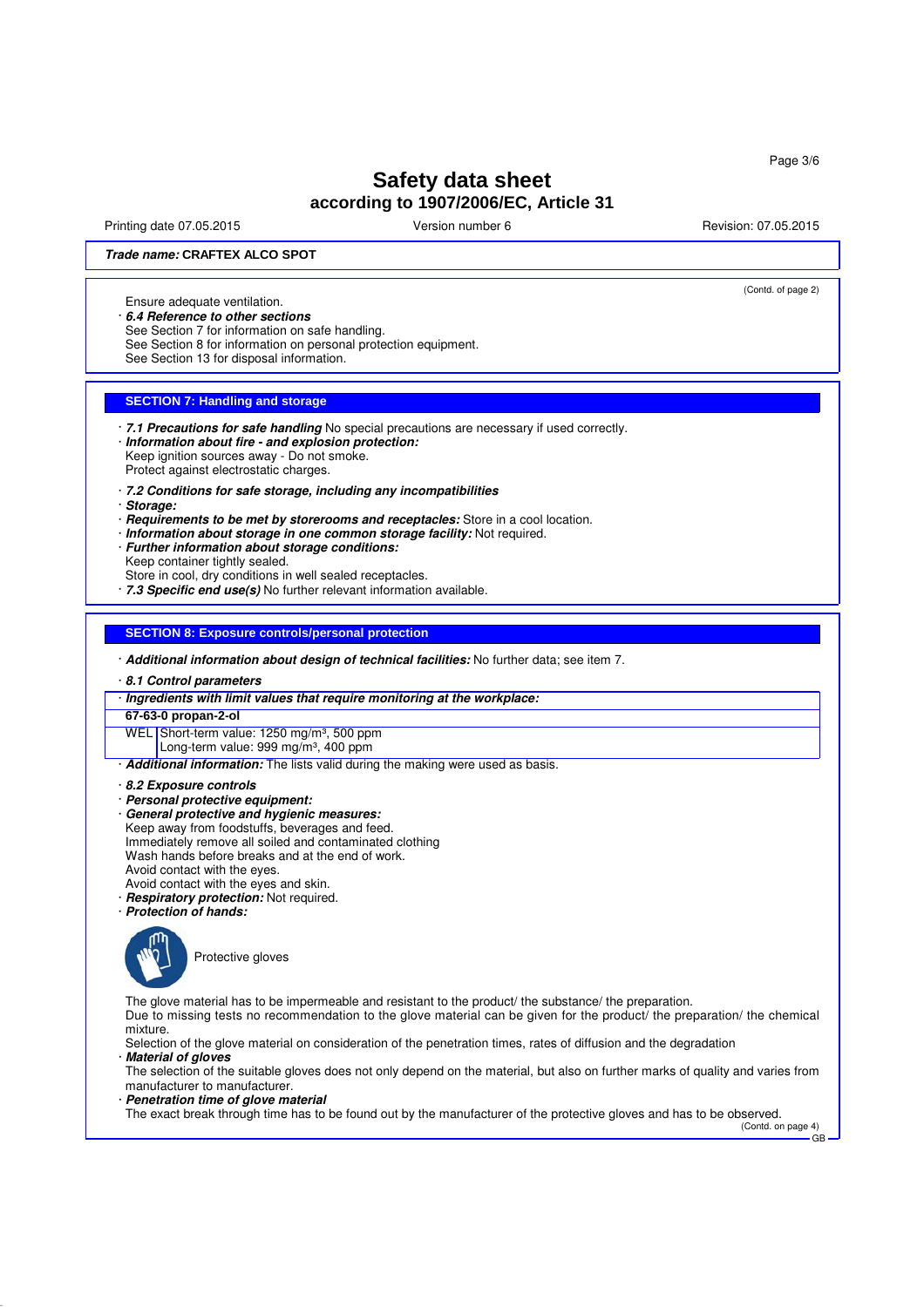# Safety data sheet

## according to 1907/2006/EC, Article 31

Printing date 07.05.2015 Version number 6 Revision: 07.05.2015

***Trade name:*** **CRAFTEX ALCO SPOT**

(Contd. of page 2)

Ensure adequate ventilation.

· ***6.4 Reference to other sections***
See Section 7 for information on safe handling.
See Section 8 for information on personal protection equipment.
See Section 13 for disposal information.

## SECTION 7: Handling and storage

· ***7.1 Precautions for safe handling*** No special precautions are necessary if used correctly.
· ***Information about fire - and explosion protection:***
Keep ignition sources away - Do not smoke.
Protect against electrostatic charges.

· ***7.2 Conditions for safe storage, including any incompatibilities***
· ***Storage:***
· ***Requirements to be met by storerooms and receptacles:*** Store in a cool location.
· ***Information about storage in one common storage facility:*** Not required.
· ***Further information about storage conditions:***
Keep container tightly sealed.
Store in cool, dry conditions in well sealed receptacles.
· ***7.3 Specific end use(s)*** No further relevant information available.

## SECTION 8: Exposure controls/personal protection

· ***Additional information about design of technical facilities:*** No further data; see item 7.

· ***8.1 Control parameters***

· ***Ingredients with limit values that require monitoring at the workplace:***

| **67-63-0 propan-2-ol** | |
|---|---|
| WEL | Short-term value: 1250 mg/m³, 500 ppm<br>Long-term value: 999 mg/m³, 400 ppm |

· ***Additional information:*** The lists valid during the making were used as basis.

· ***8.2 Exposure controls***
· ***Personal protective equipment:***
· ***General protective and hygienic measures:***
Keep away from foodstuffs, beverages and feed.
Immediately remove all soiled and contaminated clothing
Wash hands before breaks and at the end of work.
Avoid contact with the eyes.
Avoid contact with the eyes and skin.
· ***Respiratory protection:*** Not required.
· ***Protection of hands:***

Protective gloves

The glove material has to be impermeable and resistant to the product/ the substance/ the preparation.
Due to missing tests no recommendation to the glove material can be given for the product/ the preparation/ the chemical mixture.
Selection of the glove material on consideration of the penetration times, rates of diffusion and the degradation
· ***Material of gloves***
The selection of the suitable gloves does not only depend on the material, but also on further marks of quality and varies from manufacturer to manufacturer.
· ***Penetration time of glove material***
The exact break through time has to be found out by the manufacturer of the protective gloves and has to be observed.

(Contd. on page 4)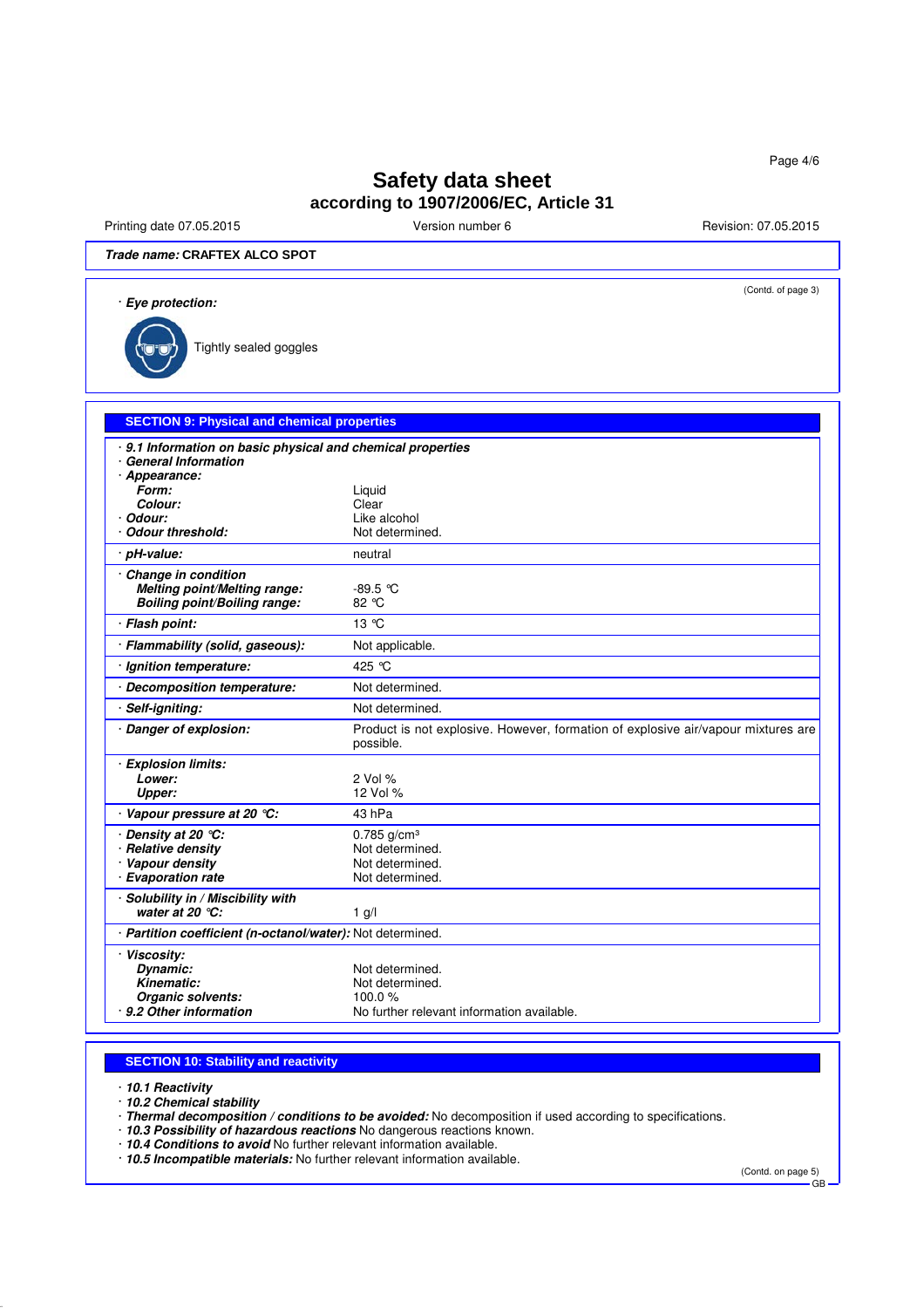**Safety data sheet**
**according to 1907/2006/EC, Article 31**

Printing date 07.05.2015 | Version number 6 | Revision: 07.05.2015

***Trade name:*** **CRAFTEX ALCO SPOT**

(Contd. of page 3)

· ***Eye protection:***

Tightly sealed goggles

## SECTION 9: Physical and chemical properties

· ***9.1 Information on basic physical and chemical properties***
· ***General Information***

| Property | Value |
|---|---|
| · ***Appearance:*** | |
| ***Form:*** | Liquid |
| ***Colour:*** | Clear |
| · ***Odour:*** | Like alcohol |
| · ***Odour threshold:*** | Not determined. |
| · ***pH-value:*** | neutral |
| · ***Change in condition*** | |
| ***Melting point/Melting range:*** | -89.5 °C |
| ***Boiling point/Boiling range:*** | 82 °C |
| · ***Flash point:*** | 13 °C |
| · ***Flammability (solid, gaseous):*** | Not applicable. |
| · ***Ignition temperature:*** | 425 °C |
| · ***Decomposition temperature:*** | Not determined. |
| · ***Self-igniting:*** | Not determined. |
| · ***Danger of explosion:*** | Product is not explosive. However, formation of explosive air/vapour mixtures are possible. |
| · ***Explosion limits:*** | |
| ***Lower:*** | 2 Vol % |
| ***Upper:*** | 12 Vol % |
| · ***Vapour pressure at 20 °C:*** | 43 hPa |
| · ***Density at 20 °C:*** | 0.785 g/cm³ |
| · ***Relative density*** | Not determined. |
| · ***Vapour density*** | Not determined. |
| · ***Evaporation rate*** | Not determined. |
| · ***Solubility in / Miscibility with water at 20 °C:*** | 1 g/l |
| · ***Partition coefficient (n-octanol/water):*** | Not determined. |
| · ***Viscosity:*** | |
| ***Dynamic:*** | Not determined. |
| ***Kinematic:*** | Not determined. |
| ***Organic solvents:*** | 100.0 % |
| · ***9.2 Other information*** | No further relevant information available. |

## SECTION 10: Stability and reactivity

· ***10.1 Reactivity***
· ***10.2 Chemical stability***
· ***Thermal decomposition / conditions to be avoided:*** No decomposition if used according to specifications.
· ***10.3 Possibility of hazardous reactions*** No dangerous reactions known.
· ***10.4 Conditions to avoid*** No further relevant information available.
· ***10.5 Incompatible materials:*** No further relevant information available.

(Contd. on page 5)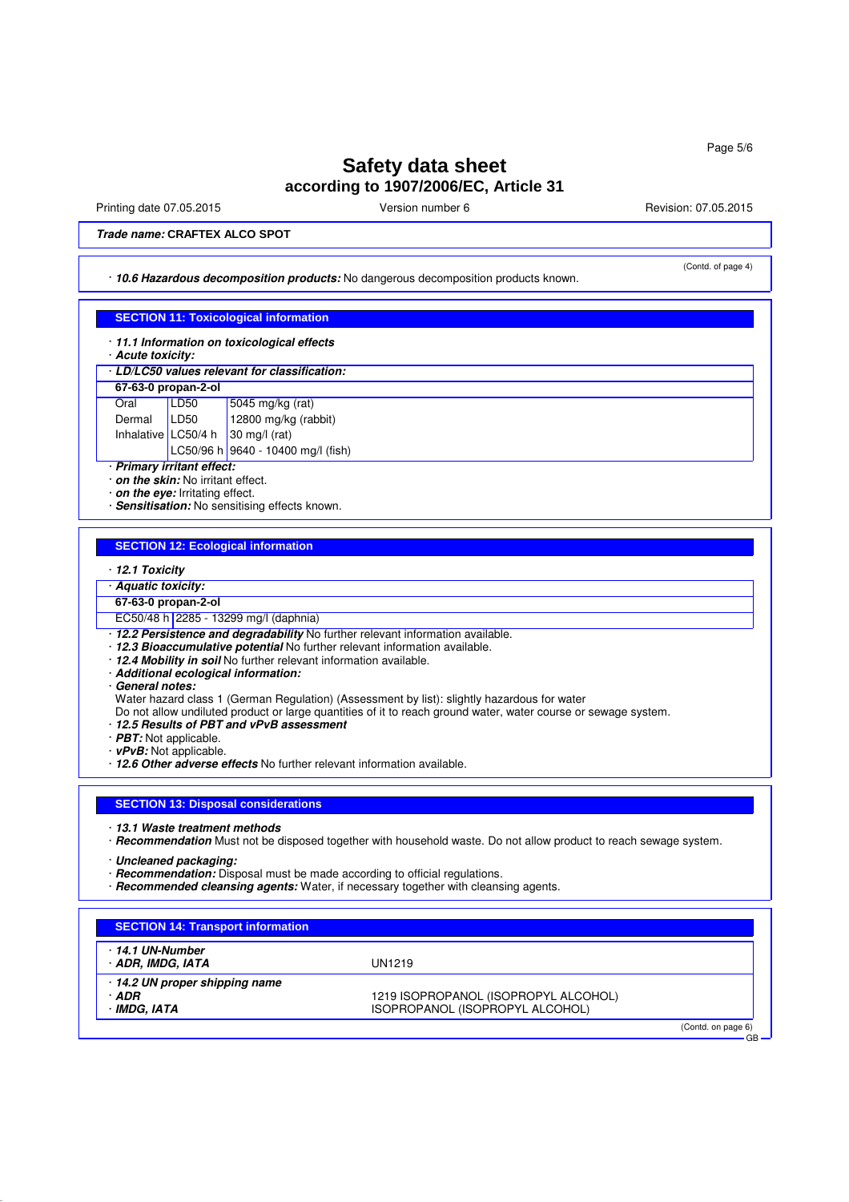# Safety data sheet
## according to 1907/2006/EC, Article 31

Printing date 07.05.2015 | Version number 6 | Revision: 07.05.2015

***Trade name:*** **CRAFTEX ALCO SPOT**

(Contd. of page 4)

· ***10.6 Hazardous decomposition products:*** No dangerous decomposition products known.

## SECTION 11: Toxicological information

· ***11.1 Information on toxicological effects***
· ***Acute toxicity:***

· ***LD/LC50 values relevant for classification:***

| **67-63-0 propan-2-ol** | | |
|---|---|---|
| Oral | LD50 | 5045 mg/kg (rat) |
| Dermal | LD50 | 12800 mg/kg (rabbit) |
| Inhalative | LC50/4 h | 30 mg/l (rat) |
| | LC50/96 h | 9640 - 10400 mg/l (fish) |

· ***Primary irritant effect:***
· ***on the skin:*** No irritant effect.
· ***on the eye:*** Irritating effect.
· ***Sensitisation:*** No sensitising effects known.

## SECTION 12: Ecological information

· ***12.1 Toxicity***
· ***Aquatic toxicity:***

| **67-63-0 propan-2-ol** | |
|---|---|
| EC50/48 h | 2285 - 13299 mg/l (daphnia) |

· ***12.2 Persistence and degradability*** No further relevant information available.
· ***12.3 Bioaccumulative potential*** No further relevant information available.
· ***12.4 Mobility in soil*** No further relevant information available.
· ***Additional ecological information:***
· ***General notes:***
Water hazard class 1 (German Regulation) (Assessment by list): slightly hazardous for water
Do not allow undiluted product or large quantities of it to reach ground water, water course or sewage system.
· ***12.5 Results of PBT and vPvB assessment***
· ***PBT:*** Not applicable.
· ***vPvB:*** Not applicable.
· ***12.6 Other adverse effects*** No further relevant information available.

## SECTION 13: Disposal considerations

· ***13.1 Waste treatment methods***
· ***Recommendation*** Must not be disposed together with household waste. Do not allow product to reach sewage system.

· ***Uncleaned packaging:***
· ***Recommendation:*** Disposal must be made according to official regulations.
· ***Recommended cleansing agents:*** Water, if necessary together with cleansing agents.

## SECTION 14: Transport information

| | |
|---|---|
| · ***14.1 UN-Number*** | |
| · ***ADR, IMDG, IATA*** | UN1219 |
| · ***14.2 UN proper shipping name*** | |
| · ***ADR*** | 1219 ISOPROPANOL (ISOPROPYL ALCOHOL) |
| · ***IMDG, IATA*** | ISOPROPANOL (ISOPROPYL ALCOHOL) |

(Contd. on page 6)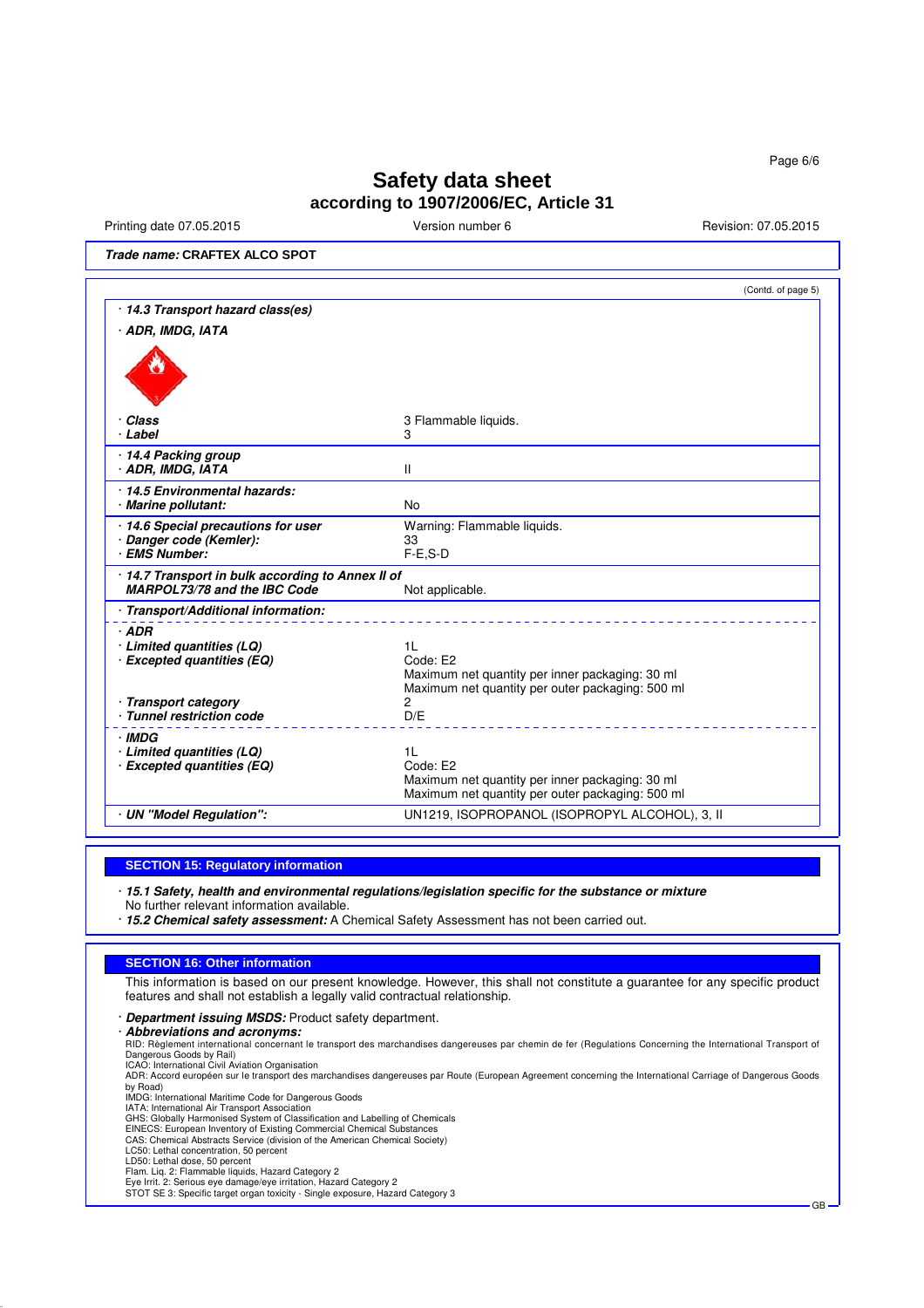# Safety data sheet
## according to 1907/2006/EC, Article 31

Printing date 07.05.2015 Version number 6 Revision: 07.05.2015

***Trade name:*** **CRAFTEX ALCO SPOT**

(Contd. of page 5)

· ***14.3 Transport hazard class(es)***

· ***ADR, IMDG, IATA***

| | |
|---|---|
| · ***Class*** | 3 Flammable liquids. |
| · ***Label*** | 3 |
| · ***14.4 Packing group*** | |
| · ***ADR, IMDG, IATA*** | II |
| · ***14.5 Environmental hazards:*** | |
| · ***Marine pollutant:*** | No |
| · ***14.6 Special precautions for user*** | Warning: Flammable liquids. |
| · ***Danger code (Kemler):*** | 33 |
| · ***EMS Number:*** | F-E,S-D |
| · ***14.7 Transport in bulk according to Annex II of MARPOL73/78 and the IBC Code*** | Not applicable. |

· ***Transport/Additional information:***

| | |
|---|---|
| · ***ADR*** | |
| · ***Limited quantities (LQ)*** | 1L |
| · ***Excepted quantities (EQ)*** | Code: E2<br>Maximum net quantity per inner packaging: 30 ml<br>Maximum net quantity per outer packaging: 500 ml |
| · ***Transport category*** | 2 |
| · ***Tunnel restriction code*** | D/E |
| · ***IMDG*** | |
| · ***Limited quantities (LQ)*** | 1L |
| · ***Excepted quantities (EQ)*** | Code: E2<br>Maximum net quantity per inner packaging: 30 ml<br>Maximum net quantity per outer packaging: 500 ml |
| · ***UN "Model Regulation":*** | UN1219, ISOPROPANOL (ISOPROPYL ALCOHOL), 3, II |

## SECTION 15: Regulatory information

· ***15.1 Safety, health and environmental regulations/legislation specific for the substance or mixture***
No further relevant information available.

· ***15.2 Chemical safety assessment:*** A Chemical Safety Assessment has not been carried out.

## SECTION 16: Other information

This information is based on our present knowledge. However, this shall not constitute a guarantee for any specific product features and shall not establish a legally valid contractual relationship.

· ***Department issuing MSDS:*** Product safety department.

· ***Abbreviations and acronyms:***

RID: Règlement international concernant le transport des marchandises dangereuses par chemin de fer (Regulations Concerning the International Transport of Dangerous Goods by Rail)
ICAO: International Civil Aviation Organisation
ADR: Accord européen sur le transport des marchandises dangereuses par Route (European Agreement concerning the International Carriage of Dangerous Goods by Road)
IMDG: International Maritime Code for Dangerous Goods
IATA: International Air Transport Association
GHS: Globally Harmonised System of Classification and Labelling of Chemicals
EINECS: European Inventory of Existing Commercial Chemical Substances
CAS: Chemical Abstracts Service (division of the American Chemical Society)
LC50: Lethal concentration, 50 percent
LD50: Lethal dose, 50 percent
Flam. Liq. 2: Flammable liquids, Hazard Category 2
Eye Irrit. 2: Serious eye damage/eye irritation, Hazard Category 2
STOT SE 3: Specific target organ toxicity - Single exposure, Hazard Category 3